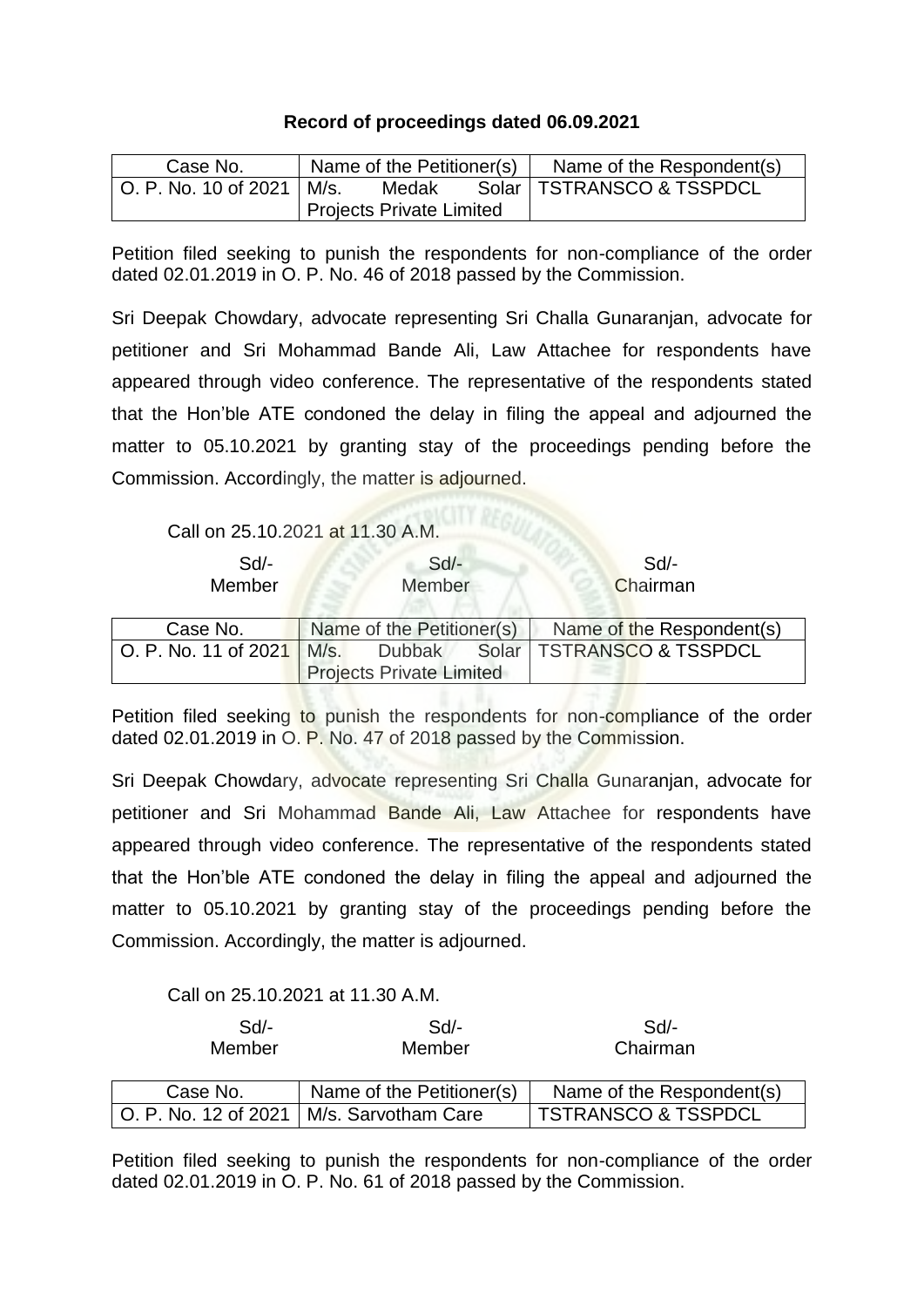**Record of proceedings dated 06.09.2021**

| Case No. | Name of the Petitioner(s) | Name of the Respondent(s) |
|---|---|---|
| O. P. No. 10 of 2021 | M/s. Medak Solar Projects Private Limited | TSTRANSCO & TSSPDCL |

Petition filed seeking to punish the respondents for non-compliance of the order dated 02.01.2019 in O. P. No. 46 of 2018 passed by the Commission.

Sri Deepak Chowdary, advocate representing Sri Challa Gunaranjan, advocate for petitioner and Sri Mohammad Bande Ali, Law Attachee for respondents have appeared through video conference. The representative of the respondents stated that the Hon'ble ATE condoned the delay in filing the appeal and adjourned the matter to 05.10.2021 by granting stay of the proceedings pending before the Commission. Accordingly, the matter is adjourned.

Call on 25.10.2021 at 11.30 A.M.

| Sd/- | Sd/- | Sd/- |
|---|---|---|
| Member | Member | Chairman |

| Case No. | Name of the Petitioner(s) | Name of the Respondent(s) |
|---|---|---|
| O. P. No. 11 of 2021 | M/s. Dubbak Solar Projects Private Limited | TSTRANSCO & TSSPDCL |

Petition filed seeking to punish the respondents for non-compliance of the order dated 02.01.2019 in O. P. No. 47 of 2018 passed by the Commission.

Sri Deepak Chowdary, advocate representing Sri Challa Gunaranjan, advocate for petitioner and Sri Mohammad Bande Ali, Law Attachee for respondents have appeared through video conference. The representative of the respondents stated that the Hon'ble ATE condoned the delay in filing the appeal and adjourned the matter to 05.10.2021 by granting stay of the proceedings pending before the Commission. Accordingly, the matter is adjourned.

Call on 25.10.2021 at 11.30 A.M.

| Sd/- | Sd/- | Sd/- |
|---|---|---|
| Member | Member | Chairman |

| Case No. | Name of the Petitioner(s) | Name of the Respondent(s) |
|---|---|---|
| O. P. No. 12 of 2021 | M/s. Sarvotham Care | TSTRANSCO & TSSPDCL |

Petition filed seeking to punish the respondents for non-compliance of the order dated 02.01.2019 in O. P. No. 61 of 2018 passed by the Commission.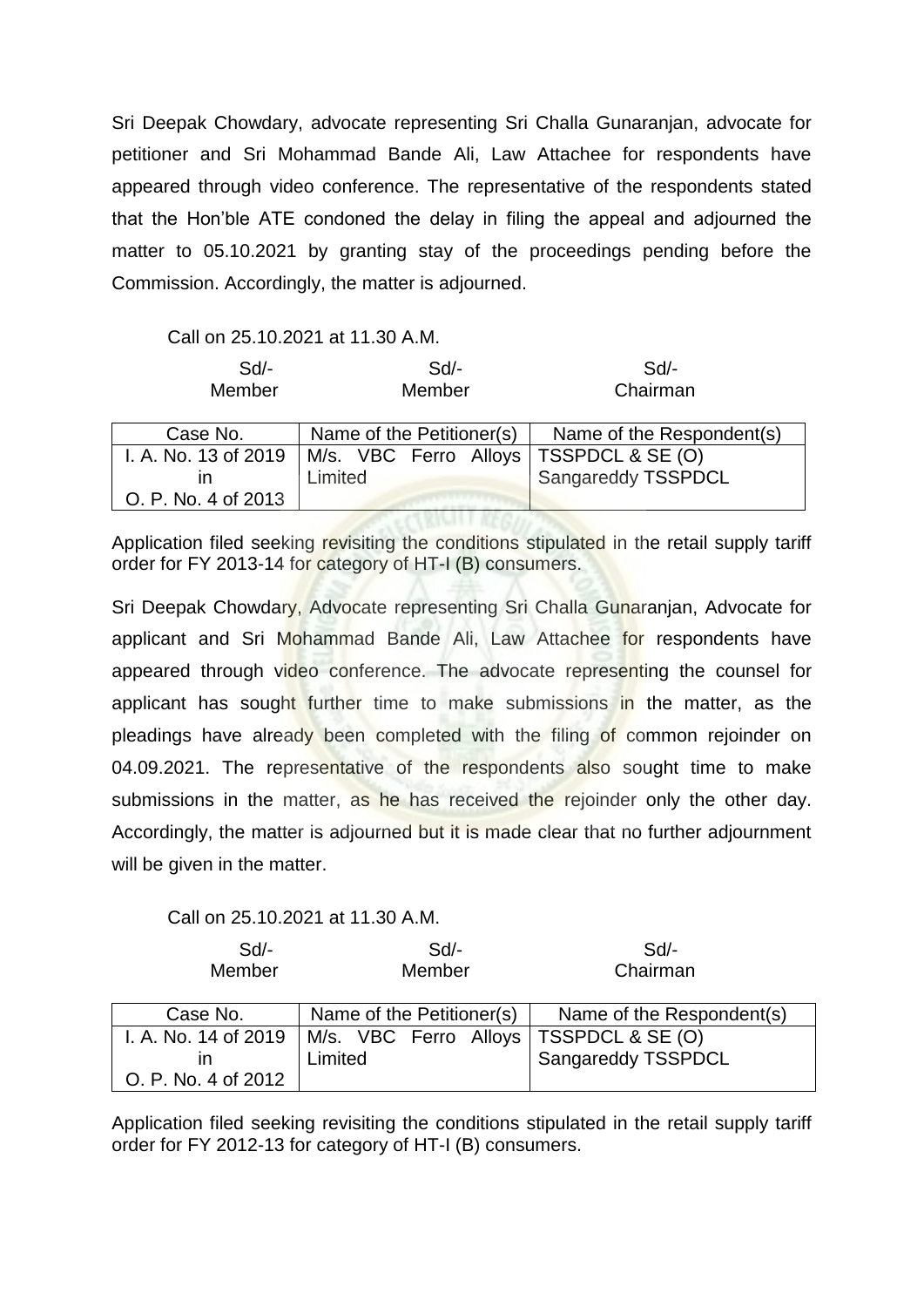Sri Deepak Chowdary, advocate representing Sri Challa Gunaranjan, advocate for petitioner and Sri Mohammad Bande Ali, Law Attachee for respondents have appeared through video conference. The representative of the respondents stated that the Hon'ble ATE condoned the delay in filing the appeal and adjourned the matter to 05.10.2021 by granting stay of the proceedings pending before the Commission. Accordingly, the matter is adjourned.

Call on 25.10.2021 at 11.30 A.M.

| Sd/- | Sd/- | Sd/- |
|---|---|---|
| Member | Member | Chairman |

| Case No. | Name of the Petitioner(s) | Name of the Respondent(s) |
|---|---|---|
| I. A. No. 13 of 2019 in O. P. No. 4 of 2013 | M/s. VBC Ferro Alloys Limited | TSSPDCL & SE (O) Sangareddy TSSPDCL |

Application filed seeking revisiting the conditions stipulated in the retail supply tariff order for FY 2013-14 for category of HT-I (B) consumers.

Sri Deepak Chowdary, Advocate representing Sri Challa Gunaranjan, Advocate for applicant and Sri Mohammad Bande Ali, Law Attachee for respondents have appeared through video conference. The advocate representing the counsel for applicant has sought further time to make submissions in the matter, as the pleadings have already been completed with the filing of common rejoinder on 04.09.2021. The representative of the respondents also sought time to make submissions in the matter, as he has received the rejoinder only the other day. Accordingly, the matter is adjourned but it is made clear that no further adjournment will be given in the matter.

Call on 25.10.2021 at 11.30 A.M.

| Sd/- | Sd/- | Sd/- |
|---|---|---|
| Member | Member | Chairman |

| Case No. | Name of the Petitioner(s) | Name of the Respondent(s) |
|---|---|---|
| I. A. No. 14 of 2019 in O. P. No. 4 of 2012 | M/s. VBC Ferro Alloys Limited | TSSPDCL & SE (O) Sangareddy TSSPDCL |

Application filed seeking revisiting the conditions stipulated in the retail supply tariff order for FY 2012-13 for category of HT-I (B) consumers.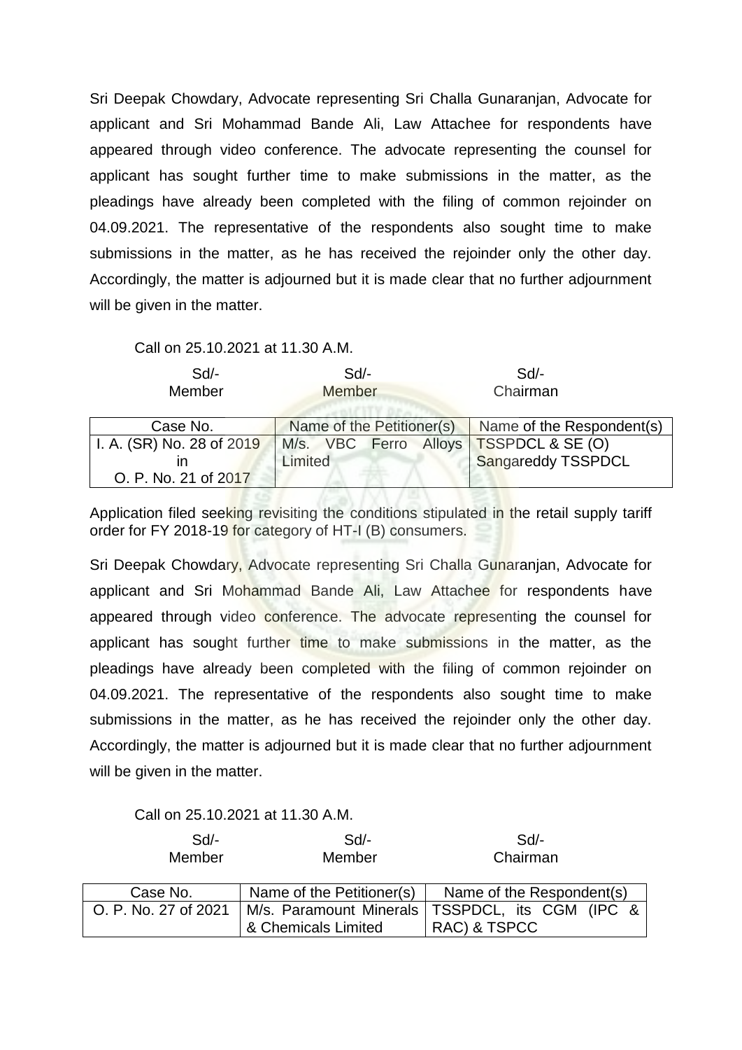Sri Deepak Chowdary, Advocate representing Sri Challa Gunaranjan, Advocate for applicant and Sri Mohammad Bande Ali, Law Attachee for respondents have appeared through video conference. The advocate representing the counsel for applicant has sought further time to make submissions in the matter, as the pleadings have already been completed with the filing of common rejoinder on 04.09.2021. The representative of the respondents also sought time to make submissions in the matter, as he has received the rejoinder only the other day. Accordingly, the matter is adjourned but it is made clear that no further adjournment will be given in the matter.

Call on 25.10.2021 at 11.30 A.M.

| Sd/- | Sd/- | Sd/- |
|---|---|---|
| Member | Member | Chairman |

| Case No. | Name of the Petitioner(s) | Name of the Respondent(s) |
|---|---|---|
| I. A. (SR) No. 28 of 2019 in O. P. No. 21 of 2017 | M/s. VBC Ferro Alloys Limited | TSSPDCL & SE (O) Sangareddy TSSPDCL |

Application filed seeking revisiting the conditions stipulated in the retail supply tariff order for FY 2018-19 for category of HT-I (B) consumers.

Sri Deepak Chowdary, Advocate representing Sri Challa Gunaranjan, Advocate for applicant and Sri Mohammad Bande Ali, Law Attachee for respondents have appeared through video conference. The advocate representing the counsel for applicant has sought further time to make submissions in the matter, as the pleadings have already been completed with the filing of common rejoinder on 04.09.2021. The representative of the respondents also sought time to make submissions in the matter, as he has received the rejoinder only the other day. Accordingly, the matter is adjourned but it is made clear that no further adjournment will be given in the matter.

Call on 25.10.2021 at 11.30 A.M.

| Sd/- | Sd/- | Sd/- |
|---|---|---|
| Member | Member | Chairman |

| Case No. | Name of the Petitioner(s) | Name of the Respondent(s) |
|---|---|---|
| O. P. No. 27 of 2021 | M/s. Paramount Minerals & Chemicals Limited | TSSPDCL, its CGM (IPC & RAC) & TSPCC |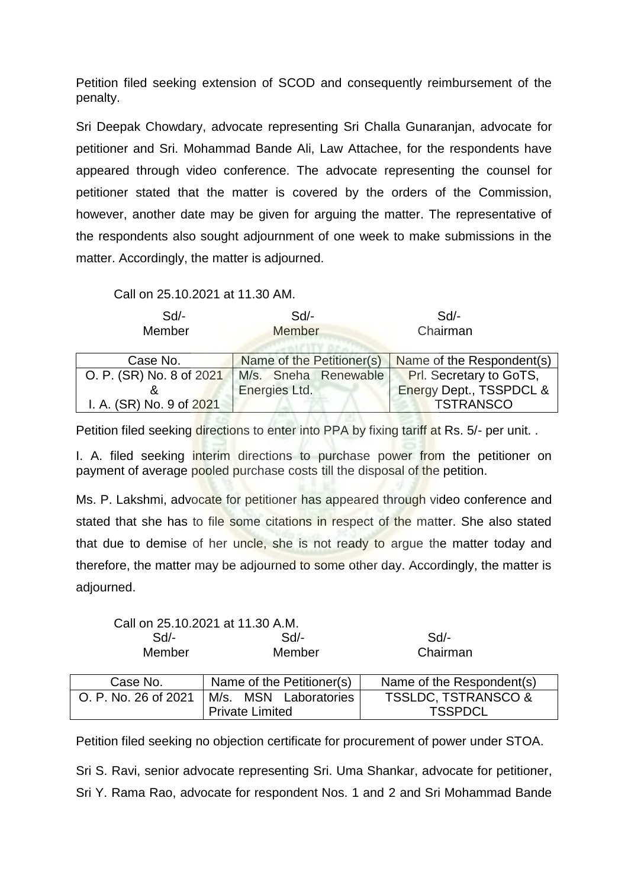Petition filed seeking extension of SCOD and consequently reimbursement of the penalty.

Sri Deepak Chowdary, advocate representing Sri Challa Gunaranjan, advocate for petitioner and Sri. Mohammad Bande Ali, Law Attachee, for the respondents have appeared through video conference. The advocate representing the counsel for petitioner stated that the matter is covered by the orders of the Commission, however, another date may be given for arguing the matter. The representative of the respondents also sought adjournment of one week to make submissions in the matter. Accordingly, the matter is adjourned.

Call on 25.10.2021 at 11.30 AM.

| Sd/- | Sd/- | Sd/- |
|---|---|---|
| Member | Member | Chairman |

| Case No. | Name of the Petitioner(s) | Name of the Respondent(s) |
|---|---|---|
| O. P. (SR) No. 8 of 2021 & I. A. (SR) No. 9 of 2021 | M/s. Sneha Renewable Energies Ltd. | Prl. Secretary to GoTS, Energy Dept., TSSPDCL & TSTRANSCO |

Petition filed seeking directions to enter into PPA by fixing tariff at Rs. 5/- per unit. .

I. A. filed seeking interim directions to purchase power from the petitioner on payment of average pooled purchase costs till the disposal of the petition.

Ms. P. Lakshmi, advocate for petitioner has appeared through video conference and stated that she has to file some citations in respect of the matter. She also stated that due to demise of her uncle, she is not ready to argue the matter today and therefore, the matter may be adjourned to some other day. Accordingly, the matter is adjourned.

Call on 25.10.2021 at 11.30 A.M.

| Sd/- | Sd/- | Sd/- |
|---|---|---|
| Member | Member | Chairman |

| Case No. | Name of the Petitioner(s) | Name of the Respondent(s) |
|---|---|---|
| O. P. No. 26 of 2021 | M/s. MSN Laboratories Private Limited | TSSLDC, TSTRANSCO & TSSPDCL |

Petition filed seeking no objection certificate for procurement of power under STOA.

Sri S. Ravi, senior advocate representing Sri. Uma Shankar, advocate for petitioner, Sri Y. Rama Rao, advocate for respondent Nos. 1 and 2 and Sri Mohammad Bande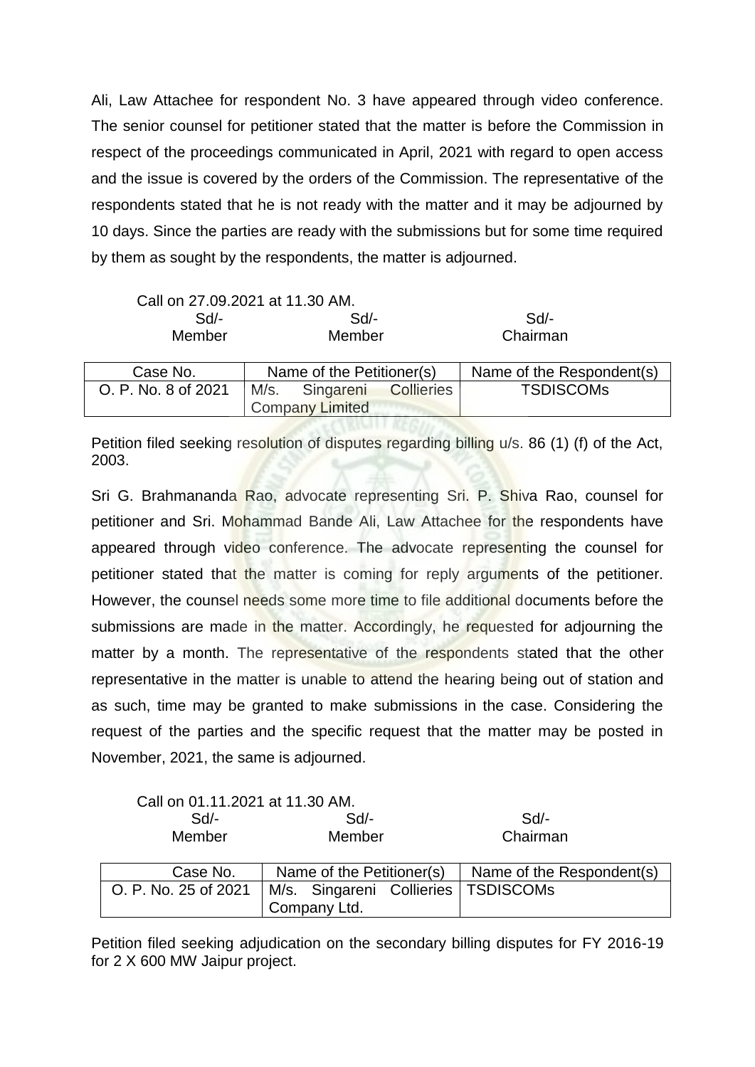Ali, Law Attachee for respondent No. 3 have appeared through video conference. The senior counsel for petitioner stated that the matter is before the Commission in respect of the proceedings communicated in April, 2021 with regard to open access and the issue is covered by the orders of the Commission. The representative of the respondents stated that he is not ready with the matter and it may be adjourned by 10 days. Since the parties are ready with the submissions but for some time required by them as sought by the respondents, the matter is adjourned.

Call on 27.09.2021 at 11.30 AM.

| Sd/- | Sd/- | Sd/- |
|---|---|---|
| Member | Member | Chairman |

| Case No. | Name of the Petitioner(s) | Name of the Respondent(s) |
|---|---|---|
| O. P. No. 8 of 2021 | M/s. Singareni Collieries Company Limited | TSDISCOMs |

Petition filed seeking resolution of disputes regarding billing u/s. 86 (1) (f) of the Act, 2003.

Sri G. Brahmananda Rao, advocate representing Sri. P. Shiva Rao, counsel for petitioner and Sri. Mohammad Bande Ali, Law Attachee for the respondents have appeared through video conference. The advocate representing the counsel for petitioner stated that the matter is coming for reply arguments of the petitioner. However, the counsel needs some more time to file additional documents before the submissions are made in the matter. Accordingly, he requested for adjourning the matter by a month. The representative of the respondents stated that the other representative in the matter is unable to attend the hearing being out of station and as such, time may be granted to make submissions in the case. Considering the request of the parties and the specific request that the matter may be posted in November, 2021, the same is adjourned.

Call on 01.11.2021 at 11.30 AM.

| Sd/- | Sd/- | Sd/- |
|---|---|---|
| Member | Member | Chairman |

| Case No. | Name of the Petitioner(s) | Name of the Respondent(s) |
|---|---|---|
| O. P. No. 25 of 2021 | M/s. Singareni Collieries Company Ltd. | TSDISCOMs |

Petition filed seeking adjudication on the secondary billing disputes for FY 2016-19 for 2 X 600 MW Jaipur project.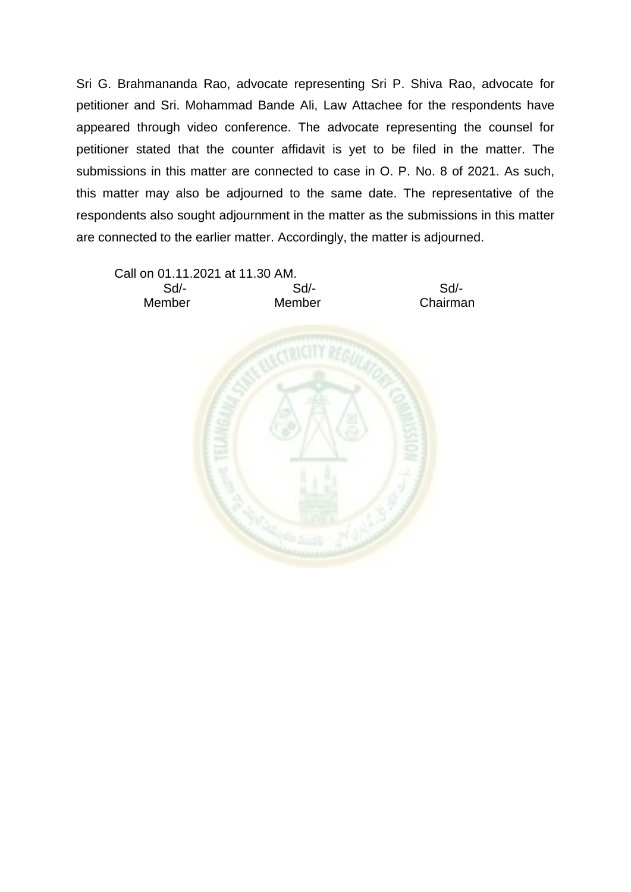Sri G. Brahmananda Rao, advocate representing Sri P. Shiva Rao, advocate for petitioner and Sri. Mohammad Bande Ali, Law Attachee for the respondents have appeared through video conference. The advocate representing the counsel for petitioner stated that the counter affidavit is yet to be filed in the matter. The submissions in this matter are connected to case in O. P. No. 8 of 2021. As such, this matter may also be adjourned to the same date. The representative of the respondents also sought adjournment in the matter as the submissions in this matter are connected to the earlier matter. Accordingly, the matter is adjourned.

Call on 01.11.2021 at 11.30 AM.

| Sd/- | Sd/- | Sd/- |
|---|---|---|
| Member | Member | Chairman |